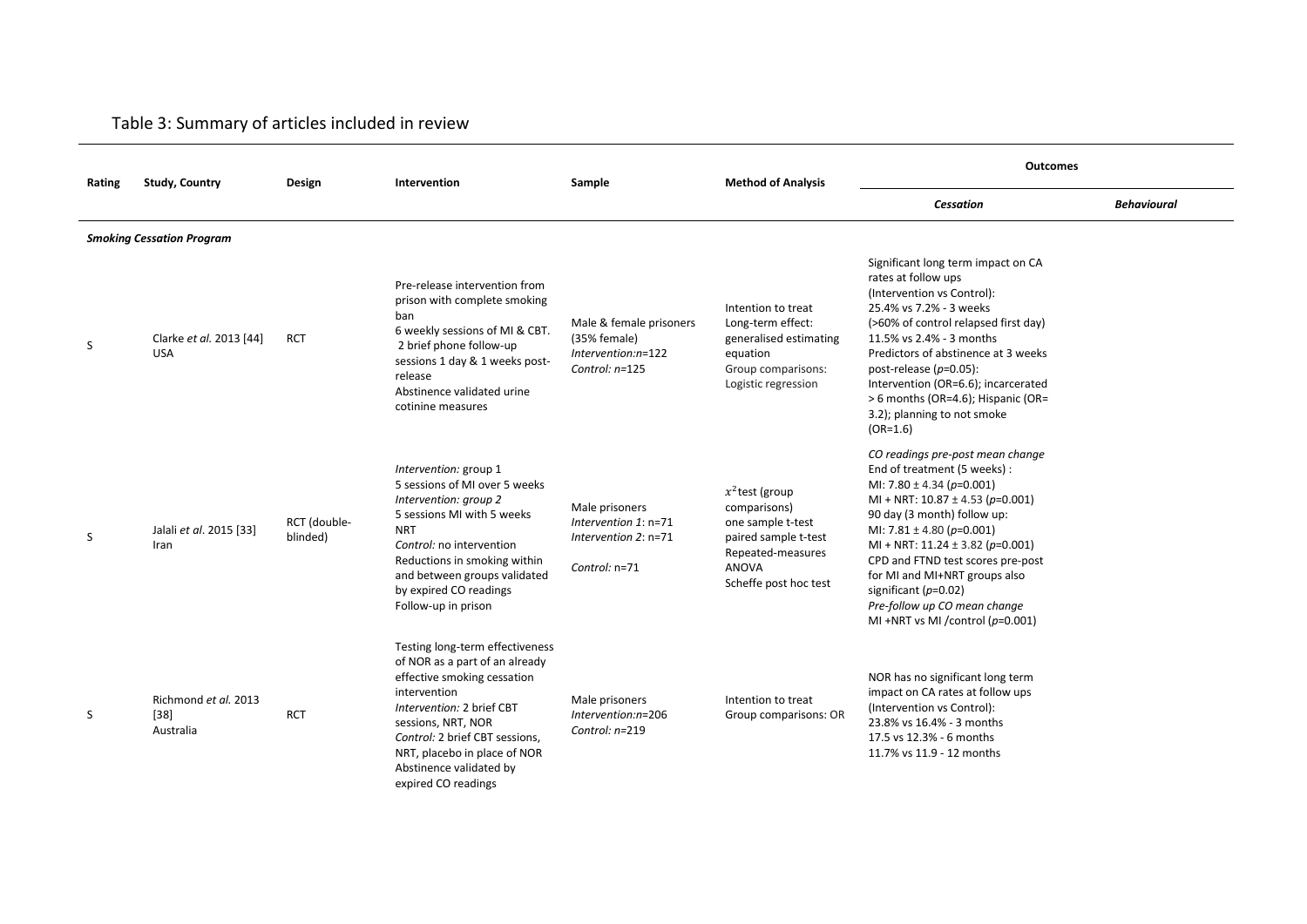Table 3: Summary of articles included in review

| Rating | Study, Country | Design | Intervention | Sample | Method of Analysis | Outcomes | |
|---|---|---|---|---|---|---|---|
| | | | | | | *Cessation* | *Behavioural* |
| ***Smoking Cessation Program*** | | | | | | | |
| S | Clarke *et al.* 2013 [44] USA | RCT | Pre-release intervention from prison with complete smoking ban<br>6 weekly sessions of MI & CBT.<br>2 brief phone follow-up sessions 1 day & 1 weeks post-release<br>Abstinence validated urine cotinine measures | Male & female prisoners (35% female)<br>*Intervention:n*=122<br>*Control: n*=125 | Intention to treat<br>Long-term effect: generalised estimating equation<br>Group comparisons: Logistic regression | Significant long term impact on CA rates at follow ups (Intervention vs Control):<br>25.4% vs 7.2% - 3 weeks<br>(>60% of control relapsed first day)<br>11.5% vs 2.4% - 3 months<br>Predictors of abstinence at 3 weeks post-release ($p$=0.05):<br>Intervention (OR=6.6); incarcerated > 6 months (OR=4.6); Hispanic (OR= 3.2); planning to not smoke (OR=1.6) | |
| S | Jalali *et al*. 2015 [33] Iran | RCT (double-blinded) | *Intervention:* group 1<br>5 sessions of MI over 5 weeks<br>*Intervention: group 2*<br>5 sessions MI with 5 weeks NRT<br>*Control:* no intervention<br>Reductions in smoking within and between groups validated by expired CO readings<br>Follow-up in prison | Male prisoners<br>*Intervention 1*: n=71<br>*Intervention 2*: n=71<br>*Control:* n=71 | $x^2$test (group comparisons)<br>one sample t-test<br>paired sample t-test<br>Repeated-measures ANOVA<br>Scheffe post hoc test | *CO readings pre-post mean change*<br>End of treatment (5 weeks) :<br>MI: 7.80 ± 4.34 ($p$=0.001)<br>MI + NRT: 10.87 ± 4.53 ($p$=0.001)<br>90 day (3 month) follow up:<br>MI: 7.81 ± 4.80 ($p$=0.001)<br>MI + NRT: 11.24 ± 3.82 ($p$=0.001)<br>CPD and FTND test scores pre-post for MI and MI+NRT groups also significant ($p$=0.02)<br>*Pre-follow up CO mean change*<br>MI +NRT vs MI /control ($p$=0.001) | |
| S | Richmond *et al.* 2013 [38] Australia | RCT | Testing long-term effectiveness of NOR as a part of an already effective smoking cessation intervention<br>*Intervention:* 2 brief CBT sessions, NRT, NOR<br>*Control:* 2 brief CBT sessions, NRT, placebo in place of NOR<br>Abstinence validated by expired CO readings | Male prisoners<br>*Intervention:n*=206<br>*Control: n*=219 | Intention to treat<br>Group comparisons: OR | NOR has no significant long term impact on CA rates at follow ups (Intervention vs Control):<br>23.8% vs 16.4% - 3 months<br>17.5 vs 12.3% - 6 months<br>11.7% vs 11.9 - 12 months | |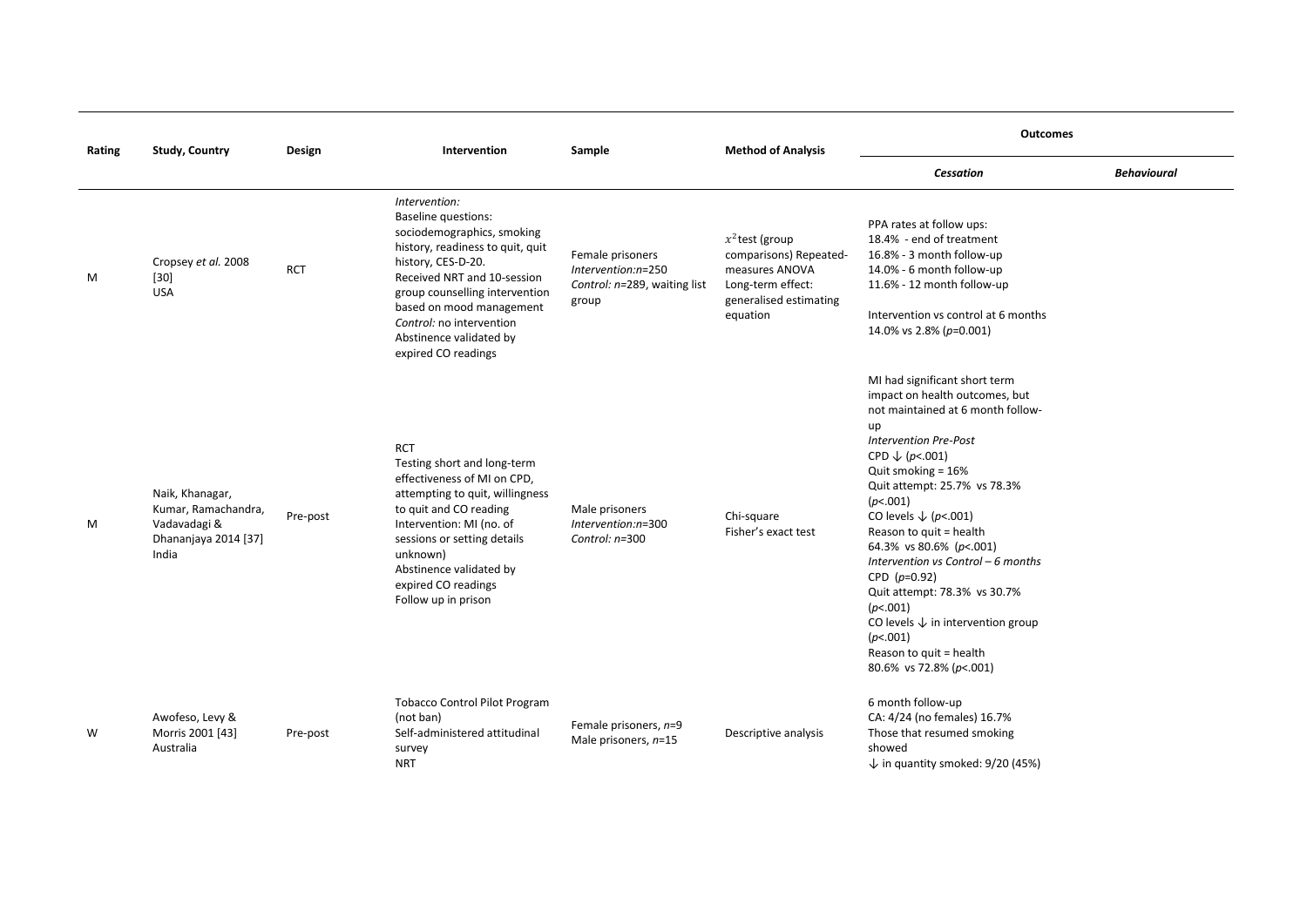| Rating | Study, Country | Design | Intervention | Sample | Method of Analysis | Outcomes | |
|---|---|---|---|---|---|---|---|
| | | | | | | ***Cessation*** | ***Behavioural*** |
| M | Cropsey *et al.* 2008 [30] USA | RCT | *Intervention:* Baseline questions: sociodemographics, smoking history, readiness to quit, quit history, CES-D-20. Received NRT and 10-session group counselling intervention based on mood management *Control:* no intervention Abstinence validated by expired CO readings | Female prisoners *Intervention:n*=250 *Control: n*=289, waiting list group | $x^2$ test (group comparisons) Repeated-measures ANOVA Long-term effect: generalised estimating equation | PPA rates at follow ups: 18.4% - end of treatment 16.8% - 3 month follow-up 14.0% - 6 month follow-up 11.6% - 12 month follow-up Intervention vs control at 6 months 14.0% vs 2.8% (*p*=0.001) | |
| M | Naik, Khanagar, Kumar, Ramachandra, Vadavadagi & Dhananjaya 2014 [37] India | Pre-post | RCT Testing short and long-term effectiveness of MI on CPD, attempting to quit, willingness to quit and CO reading Intervention: MI (no. of sessions or setting details unknown) Abstinence validated by expired CO readings Follow up in prison | Male prisoners *Intervention:n*=300 *Control: n*=300 | Chi-square Fisher's exact test | MI had significant short term impact on health outcomes, but not maintained at 6 month follow-up *Intervention Pre-Post* CPD ↓ (*p*<.001) Quit smoking = 16% Quit attempt: 25.7% vs 78.3% (*p*<.001) CO levels ↓ (*p*<.001) Reason to quit = health 64.3% vs 80.6% (*p*<.001) *Intervention vs Control – 6 months* CPD (*p*=0.92) Quit attempt: 78.3% vs 30.7% (*p*<.001) CO levels ↓ in intervention group (*p*<.001) Reason to quit = health 80.6% vs 72.8% (*p*<.001) | |
| W | Awofeso, Levy & Morris 2001 [43] Australia | Pre-post | Tobacco Control Pilot Program (not ban) Self-administered attitudinal survey NRT | Female prisoners, *n*=9 Male prisoners, *n*=15 | Descriptive analysis | 6 month follow-up CA: 4/24 (no females) 16.7% Those that resumed smoking showed ↓ in quantity smoked: 9/20 (45%) | |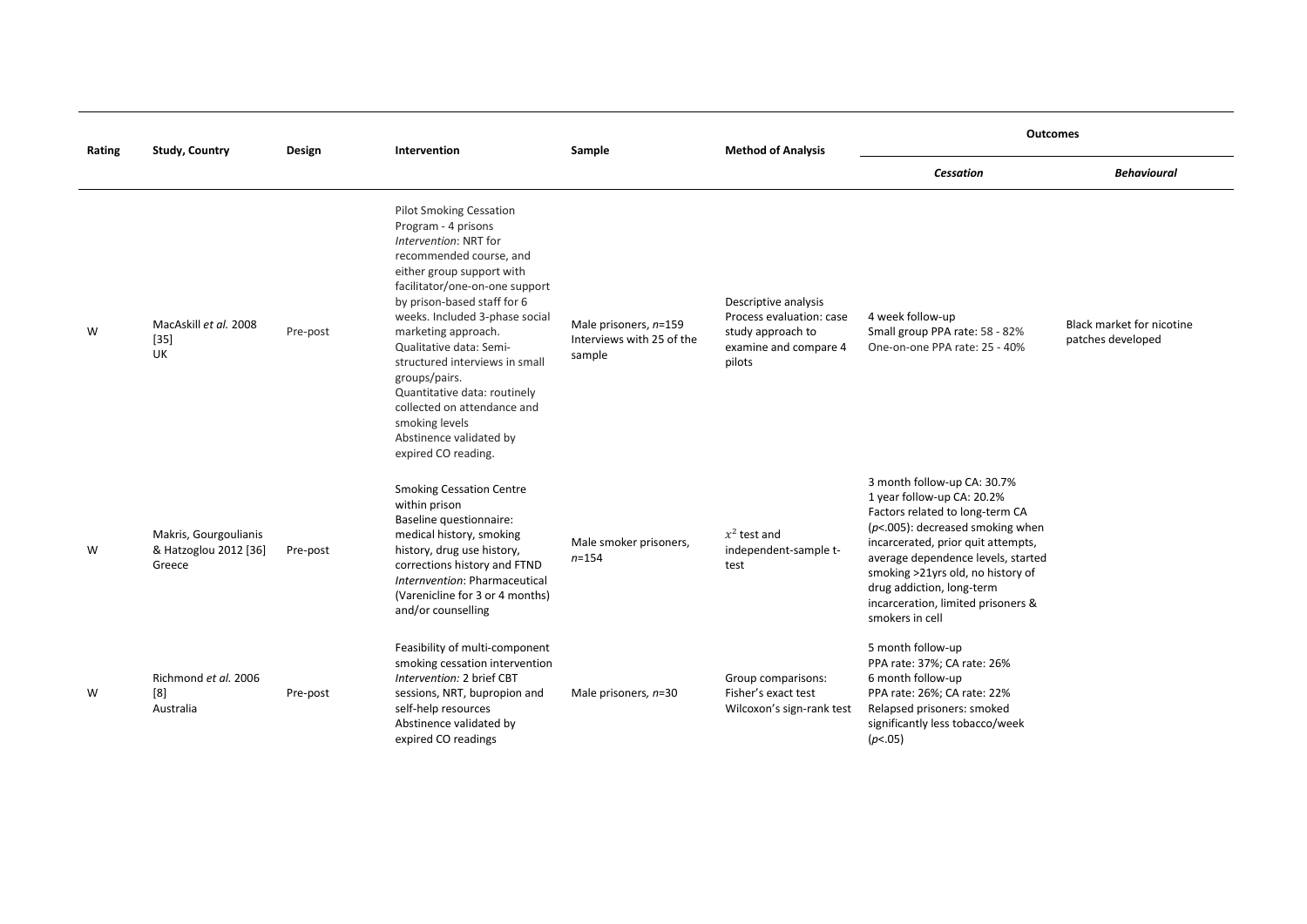| Rating | Study, Country | Design | Intervention | Sample | Method of Analysis | Outcomes | |
|---|---|---|---|---|---|---|---|
| | | | | | | ***Cessation*** | ***Behavioural*** |
| W | MacAskill *et al.* 2008 [35] UK | Pre-post | Pilot Smoking Cessation Program - 4 prisons *Intervention*: NRT for recommended course, and either group support with facilitator/one-on-one support by prison-based staff for 6 weeks. Included 3-phase social marketing approach. Qualitative data: Semi-structured interviews in small groups/pairs. Quantitative data: routinely collected on attendance and smoking levels Abstinence validated by expired CO reading. | Male prisoners, *n*=159 Interviews with 25 of the sample | Descriptive analysis Process evaluation: case study approach to examine and compare 4 pilots | 4 week follow-up Small group PPA rate: 58 - 82% One-on-one PPA rate: 25 - 40% | Black market for nicotine patches developed |
| W | Makris, Gourgoulianis & Hatzoglou 2012 [36] Greece | Pre-post | Smoking Cessation Centre within prison Baseline questionnaire: medical history, smoking history, drug use history, corrections history and FTND *Internvention*: Pharmaceutical (Varenicline for 3 or 4 months) and/or counselling | Male smoker prisoners, *n*=154 | $x^2$ test and independent-sample t-test | 3 month follow-up CA: 30.7% 1 year follow-up CA: 20.2% Factors related to long-term CA ($p$<.005): decreased smoking when incarcerated, prior quit attempts, average dependence levels, started smoking >21yrs old, no history of drug addiction, long-term incarceration, limited prisoners & smokers in cell | |
| W | Richmond *et al.* 2006 [8] Australia | Pre-post | Feasibility of multi-component smoking cessation intervention *Intervention:* 2 brief CBT sessions, NRT, bupropion and self-help resources Abstinence validated by expired CO readings | Male prisoners, *n*=30 | Group comparisons: Fisher's exact test Wilcoxon's sign-rank test | 5 month follow-up PPA rate: 37%; CA rate: 26% 6 month follow-up PPA rate: 26%; CA rate: 22% Relapsed prisoners: smoked significantly less tobacco/week ($p$<.05) | |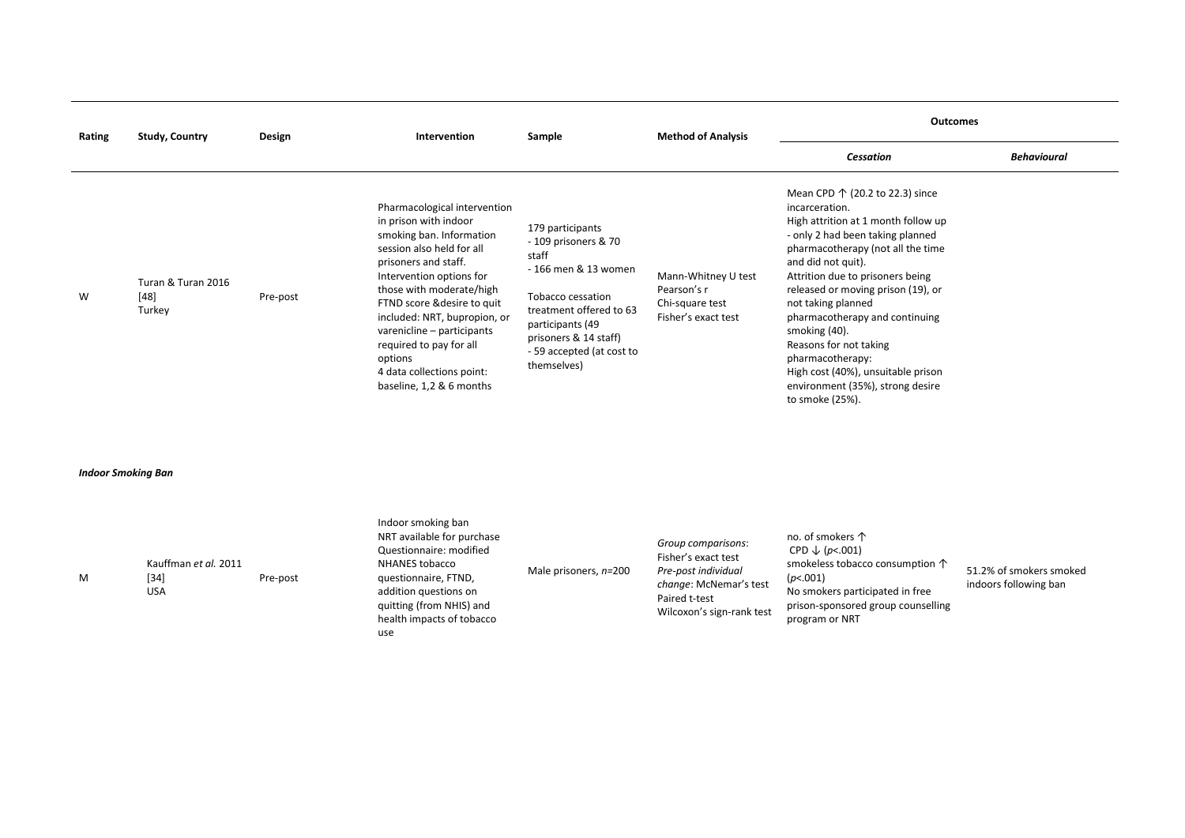| Rating | Study, Country | Design | Intervention | Sample | Method of Analysis | Outcomes | |
|---|---|---|---|---|---|---|---|
| | | | | | | ***Cessation*** | ***Behavioural*** |
| W | Turan & Turan 2016 [48] Turkey | Pre-post | Pharmacological intervention in prison with indoor smoking ban. Information session also held for all prisoners and staff. Intervention options for those with moderate/high FTND score &desire to quit included: NRT, bupropion, or varenicline – participants required to pay for all options<br>4 data collections point: baseline, 1,2 & 6 months | 179 participants<br>- 109 prisoners & 70 staff<br>- 166 men & 13 women<br><br>Tobacco cessation treatment offered to 63 participants (49 prisoners & 14 staff)<br>- 59 accepted (at cost to themselves) | Mann-Whitney U test<br>Pearson's r<br>Chi-square test<br>Fisher's exact test | Mean CPD ↑ (20.2 to 22.3) since incarceration.<br>High attrition at 1 month follow up - only 2 had been taking planned pharmacotherapy (not all the time and did not quit).<br>Attrition due to prisoners being released or moving prison (19), or not taking planned pharmacotherapy and continuing smoking (40).<br>Reasons for not taking pharmacotherapy:<br>High cost (40%), unsuitable prison environment (35%), strong desire to smoke (25%). | |
| ***Indoor Smoking Ban*** | | | | | | | |
| M | Kauffman *et al.* 2011 [34] USA | Pre-post | Indoor smoking ban<br>NRT available for purchase<br>Questionnaire: modified NHANES tobacco questionnaire, FTND, addition questions on quitting (from NHIS) and health impacts of tobacco use | Male prisoners, *n*=200 | *Group comparisons*: Fisher's exact test<br>*Pre-post individual change*: McNemar's test<br>Paired t-test<br>Wilcoxon's sign-rank test | no. of smokers ↑<br>CPD ↓ ($p$<.001)<br>smokeless tobacco consumption ↑ ($p$<.001)<br>No smokers participated in free prison-sponsored group counselling program or NRT | 51.2% of smokers smoked indoors following ban |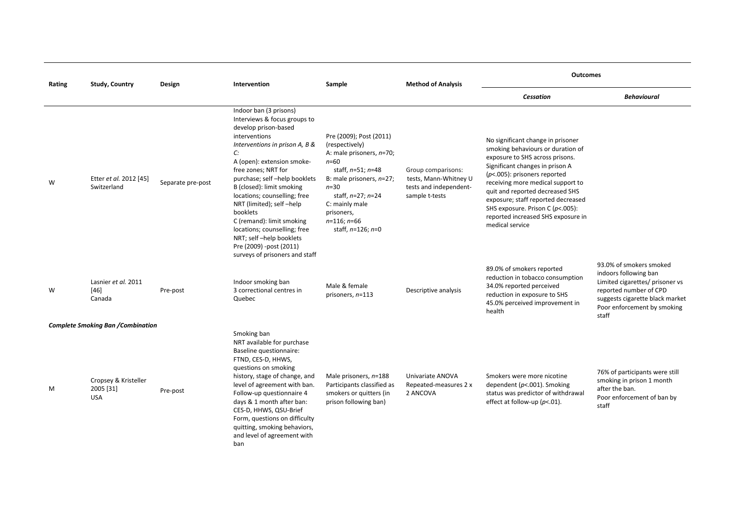| Rating | Study, Country | Design | Intervention | Sample | Method of Analysis | Outcomes | |
|---|---|---|---|---|---|---|---|
| | | | | | | *Cessation* | *Behavioural* |
| W | Etter *et al.* 2012 [45] Switzerland | Separate pre-post | Indoor ban (3 prisons)<br>Interviews & focus groups to develop prison-based interventions<br>*Interventions in prison A, B & C:*<br>A (open): extension smoke-free zones; NRT for purchase; self –help booklets<br>B (closed): limit smoking locations; counselling; free NRT (limited); self –help booklets<br>C (remand): limit smoking locations; counselling; free NRT; self –help booklets<br>Pre (2009) -post (2011) surveys of prisoners and staff | Pre (2009); Post (2011) (respectively)<br>A: male prisoners, *n*=70; *n*=60<br>staff, *n*=51; *n*=48<br>B: male prisoners, *n*=27; *n*=30<br>staff, *n*=27; *n*=24<br>C: mainly male prisoners, *n*=116; *n*=66<br>staff, *n*=126; *n*=0 | Group comparisons: tests, Mann-Whitney U tests and independent-sample t-tests | No significant change in prisoner smoking behaviours or duration of exposure to SHS across prisons. Significant changes in prison A ($p<.005$): prisoners reported receiving more medical support to quit and reported decreased SHS exposure; staff reported decreased SHS exposure. Prison C ($p<.005$): reported increased SHS exposure in medical service | |
| W | Lasnier *et al.* 2011 [46] Canada | Pre-post | Indoor smoking ban<br>3 correctional centres in Quebec | Male & female prisoners, *n*=113 | Descriptive analysis | 89.0% of smokers reported reduction in tobacco consumption<br>34.0% reported perceived reduction in exposure to SHS<br>45.0% perceived improvement in health | 93.0% of smokers smoked indoors following ban<br>Limited cigarettes/ prisoner vs reported number of CPD suggests cigarette black market<br>Poor enforcement by smoking staff |
| ***Complete Smoking Ban /Combination*** | | | | | | | |
| M | Cropsey & Kristeller 2005 [31] USA | Pre-post | Smoking ban<br>NRT available for purchase<br>Baseline questionnaire: FTND, CES-D, HHWS, questions on smoking history, stage of change, and level of agreement with ban.<br>Follow-up questionnaire 4 days & 1 month after ban: CES-D, HHWS, QSU-Brief Form, questions on difficulty quitting, smoking behaviors, and level of agreement with ban | Male prisoners, *n*=188<br>Participants classified as smokers or quitters (in prison following ban) | Univariate ANOVA<br>Repeated-measures 2 x 2 ANCOVA | Smokers were more nicotine dependent ($p<.001$). Smoking status was predictor of withdrawal effect at follow-up ($p<.01$). | 76% of participants were still smoking in prison 1 month after the ban.<br>Poor enforcement of ban by staff |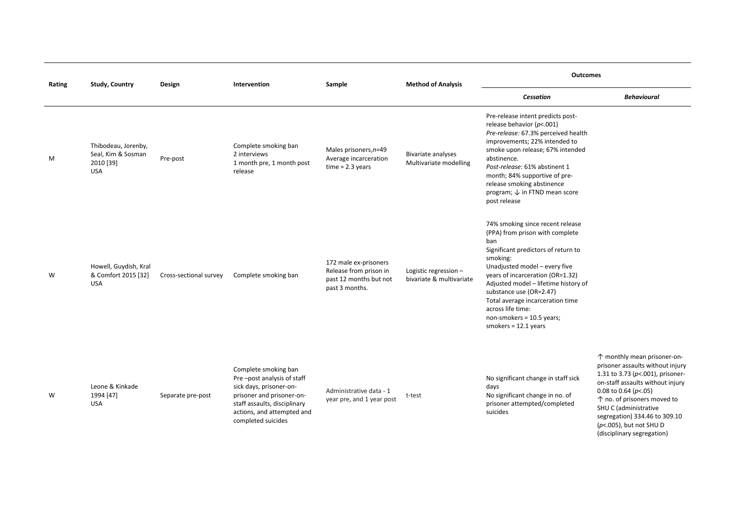| Rating | Study, Country | Design | Intervention | Sample | Method of Analysis | Outcomes | |
|---|---|---|---|---|---|---|---|
| | | | | | | *Cessation* | *Behavioural* |
| M | Thibodeau, Jorenby, Seal, Kim & Sosman 2010 [39] USA | Pre-post | Complete smoking ban 2 interviews 1 month pre, 1 month post release | Males prisoners, $n$=49 Average incarceration time = 2.3 years | Bivariate analyses Multivariate modelling | Pre-release intent predicts post-release behavior ($p$<.001) *Pre-release:* 67.3% perceived health improvements; 22% intended to smoke upon release; 67% intended abstinence. *Post-release*: 61% abstinent 1 month; 84% supportive of pre-release smoking abstinence program; ↓ in FTND mean score post release | |
| W | Howell, Guydish, Kral & Comfort 2015 [32] USA | Cross-sectional survey | Complete smoking ban | 172 male ex-prisoners Release from prison in past 12 months but not past 3 months. | Logistic regression – bivariate & multivariate | 74% smoking since recent release (PPA) from prison with complete ban Significant predictors of return to smoking: Unadjusted model – every five years of incarceration (OR=1.32) Adjusted model – lifetime history of substance use (OR=2.47) Total average incarceration time across life time: non-smokers = 10.5 years; smokers = 12.1 years | |
| W | Leone & Kinkade 1994 [47] USA | Separate pre-post | Complete smoking ban Pre –post analysis of staff sick days, prisoner-on-prisoner and prisoner-on-staff assaults, disciplinary actions, and attempted and completed suicides | Administrative data - 1 year pre, and 1 year post | t-test | No significant change in staff sick days No significant change in no. of prisoner attempted/completed suicides | ↑ monthly mean prisoner-on-prisoner assaults without injury 1.31 to 3.73 ($p$<.001), prisoner-on-staff assaults without injury 0.08 to 0.64 ($p$<.05) ↑ no. of prisoners moved to SHU C (administrative segregation) 334.46 to 309.10 ($p$<.005), but not SHU D (disciplinary segregation) |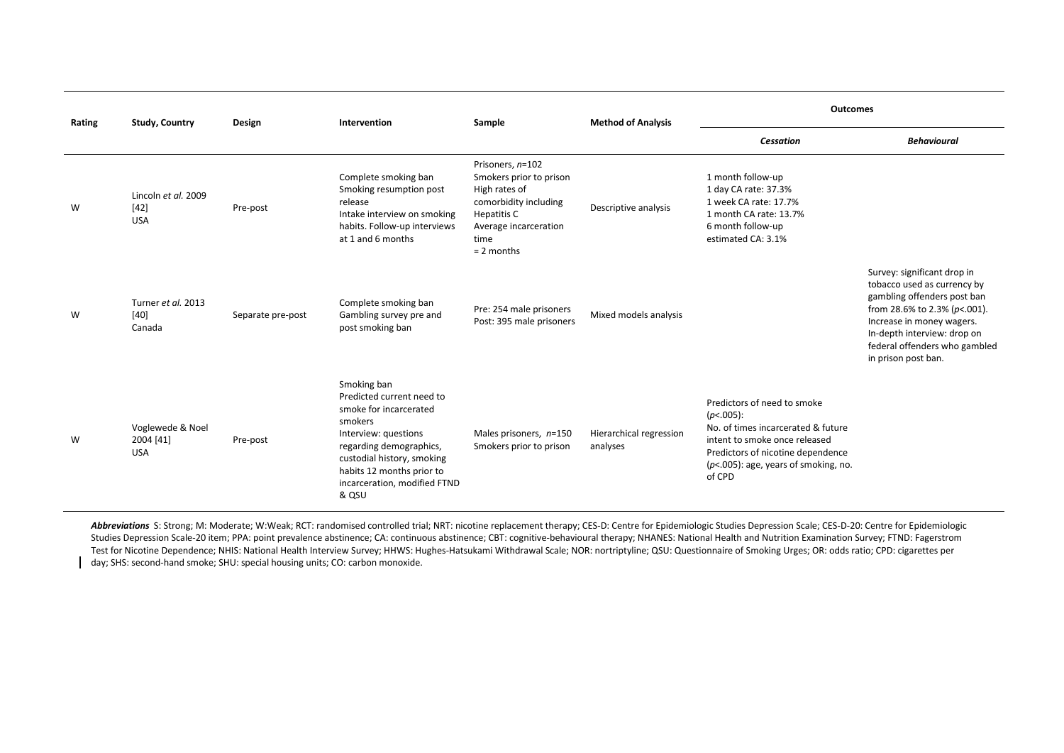| Rating | Study, Country | Design | Intervention | Sample | Method of Analysis | Outcomes | |
|---|---|---|---|---|---|---|---|
| | | | | | | ***Cessation*** | ***Behavioural*** |
| W | Lincoln *et al.* 2009 [42] USA | Pre-post | Complete smoking ban Smoking resumption post release Intake interview on smoking habits. Follow-up interviews at 1 and 6 months | Prisoners, *n*=102 Smokers prior to prison High rates of comorbidity including Hepatitis C Average incarceration time = 2 months | Descriptive analysis | 1 month follow-up 1 day CA rate: 37.3% 1 week CA rate: 17.7% 1 month CA rate: 13.7% 6 month follow-up estimated CA: 3.1% | |
| W | Turner *et al.* 2013 [40] Canada | Separate pre-post | Complete smoking ban Gambling survey pre and post smoking ban | Pre: 254 male prisoners Post: 395 male prisoners | Mixed models analysis | | Survey: significant drop in tobacco used as currency by gambling offenders post ban from 28.6% to 2.3% ($p$<.001). Increase in money wagers. In-depth interview: drop on federal offenders who gambled in prison post ban. |
| W | Voglewede & Noel 2004 [41] USA | Pre-post | Smoking ban Predicted current need to smoke for incarcerated smokers Interview: questions regarding demographics, custodial history, smoking habits 12 months prior to incarceration, modified FTND & QSU | Males prisoners, *n*=150 Smokers prior to prison | Hierarchical regression analyses | Predictors of need to smoke ($p$<.005): No. of times incarcerated & future intent to smoke once released Predictors of nicotine dependence ($p$<.005): age, years of smoking, no. of CPD | |

***Abbreviations*** S: Strong; M: Moderate; W:Weak; RCT: randomised controlled trial; NRT: nicotine replacement therapy; CES-D: Centre for Epidemiologic Studies Depression Scale; CES-D-20: Centre for Epidemiologic Studies Depression Scale-20 item; PPA: point prevalence abstinence; CA: continuous abstinence; CBT: cognitive-behavioural therapy; NHANES: National Health and Nutrition Examination Survey; FTND: Fagerstrom Test for Nicotine Dependence; NHIS: National Health Interview Survey; HHWS: Hughes-Hatsukami Withdrawal Scale; NOR: nortriptyline; QSU: Questionnaire of Smoking Urges; OR: odds ratio; CPD: cigarettes per day; SHS: second-hand smoke; SHU: special housing units; CO: carbon monoxide.